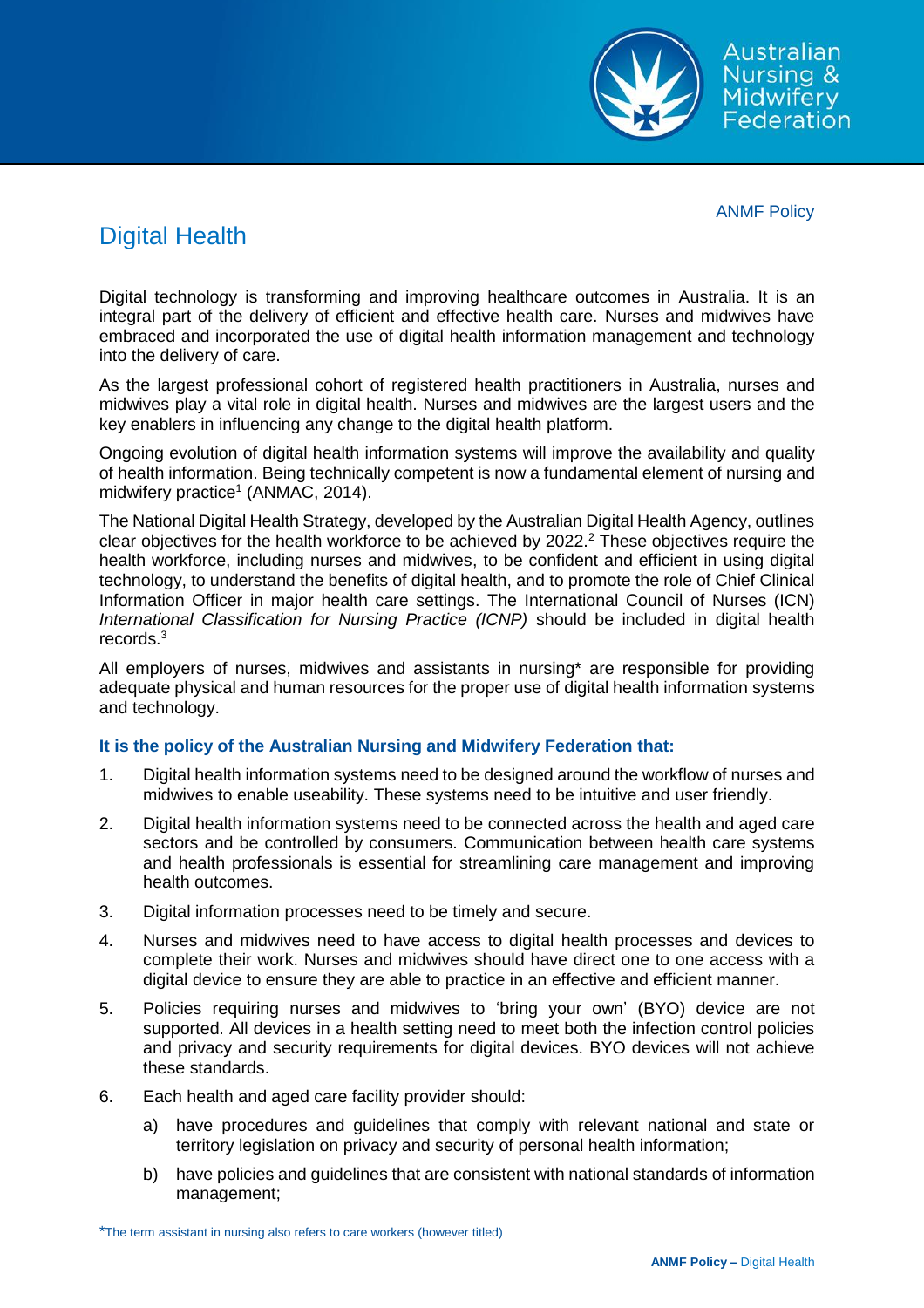ANMF Policy

# Digital Health

Digital technology is transforming and improving healthcare outcomes in Australia. It is an integral part of the delivery of efficient and effective health care. Nurses and midwives have embraced and incorporated the use of digital health information management and technology into the delivery of care.

As the largest professional cohort of registered health practitioners in Australia, nurses and midwives play a vital role in digital health. Nurses and midwives are the largest users and the key enablers in influencing any change to the digital health platform.

Ongoing evolution of digital health information systems will improve the availability and quality of health information. Being technically competent is now a fundamental element of nursing and midwifery practice[1] (ANMAC, 2014).

The National Digital Health Strategy, developed by the Australian Digital Health Agency, outlines clear objectives for the health workforce to be achieved by 2022.[2] These objectives require the health workforce, including nurses and midwives, to be confident and efficient in using digital technology, to understand the benefits of digital health, and to promote the role of Chief Clinical Information Officer in major health care settings. The International Council of Nurses (ICN) *International Classification for Nursing Practice (ICNP)* should be included in digital health records.[3]

All employers of nurses, midwives and assistants in nursing* are responsible for providing adequate physical and human resources for the proper use of digital health information systems and technology.

**It is the policy of the Australian Nursing and Midwifery Federation that:**

1. Digital health information systems need to be designed around the workflow of nurses and midwives to enable useability. These systems need to be intuitive and user friendly.
2. Digital health information systems need to be connected across the health and aged care sectors and be controlled by consumers. Communication between health care systems and health professionals is essential for streamlining care management and improving health outcomes.
3. Digital information processes need to be timely and secure.
4. Nurses and midwives need to have access to digital health processes and devices to complete their work. Nurses and midwives should have direct one to one access with a digital device to ensure they are able to practice in an effective and efficient manner.
5. Policies requiring nurses and midwives to 'bring your own' (BYO) device are not supported. All devices in a health setting need to meet both the infection control policies and privacy and security requirements for digital devices. BYO devices will not achieve these standards.
6. Each health and aged care facility provider should:
   a) have procedures and guidelines that comply with relevant national and state or territory legislation on privacy and security of personal health information;
   b) have policies and guidelines that are consistent with national standards of information management;

*The term assistant in nursing also refers to care workers (however titled)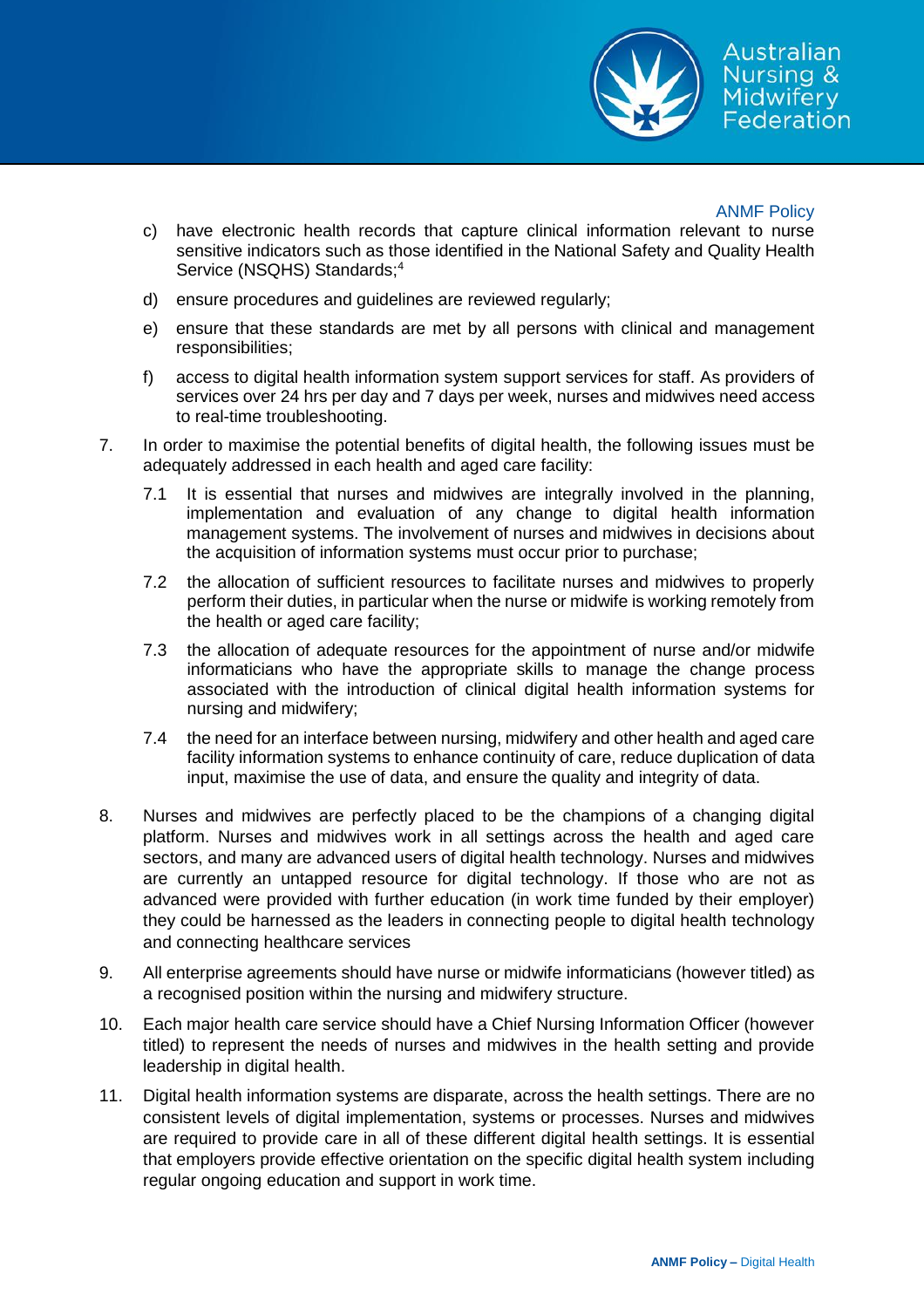c) have electronic health records that capture clinical information relevant to nurse sensitive indicators such as those identified in the National Safety and Quality Health Service (NSQHS) Standards;[4]

d) ensure procedures and guidelines are reviewed regularly;

e) ensure that these standards are met by all persons with clinical and management responsibilities;

f) access to digital health information system support services for staff. As providers of services over 24 hrs per day and 7 days per week, nurses and midwives need access to real-time troubleshooting.

7. In order to maximise the potential benefits of digital health, the following issues must be adequately addressed in each health and aged care facility:

   7.1 It is essential that nurses and midwives are integrally involved in the planning, implementation and evaluation of any change to digital health information management systems. The involvement of nurses and midwives in decisions about the acquisition of information systems must occur prior to purchase;

   7.2 the allocation of sufficient resources to facilitate nurses and midwives to properly perform their duties, in particular when the nurse or midwife is working remotely from the health or aged care facility;

   7.3 the allocation of adequate resources for the appointment of nurse and/or midwife informaticians who have the appropriate skills to manage the change process associated with the introduction of clinical digital health information systems for nursing and midwifery;

   7.4 the need for an interface between nursing, midwifery and other health and aged care facility information systems to enhance continuity of care, reduce duplication of data input, maximise the use of data, and ensure the quality and integrity of data.

8. Nurses and midwives are perfectly placed to be the champions of a changing digital platform. Nurses and midwives work in all settings across the health and aged care sectors, and many are advanced users of digital health technology. Nurses and midwives are currently an untapped resource for digital technology. If those who are not as advanced were provided with further education (in work time funded by their employer) they could be harnessed as the leaders in connecting people to digital health technology and connecting healthcare services

9. All enterprise agreements should have nurse or midwife informaticians (however titled) as a recognised position within the nursing and midwifery structure.

10. Each major health care service should have a Chief Nursing Information Officer (however titled) to represent the needs of nurses and midwives in the health setting and provide leadership in digital health.

11. Digital health information systems are disparate, across the health settings. There are no consistent levels of digital implementation, systems or processes. Nurses and midwives are required to provide care in all of these different digital health settings. It is essential that employers provide effective orientation on the specific digital health system including regular ongoing education and support in work time.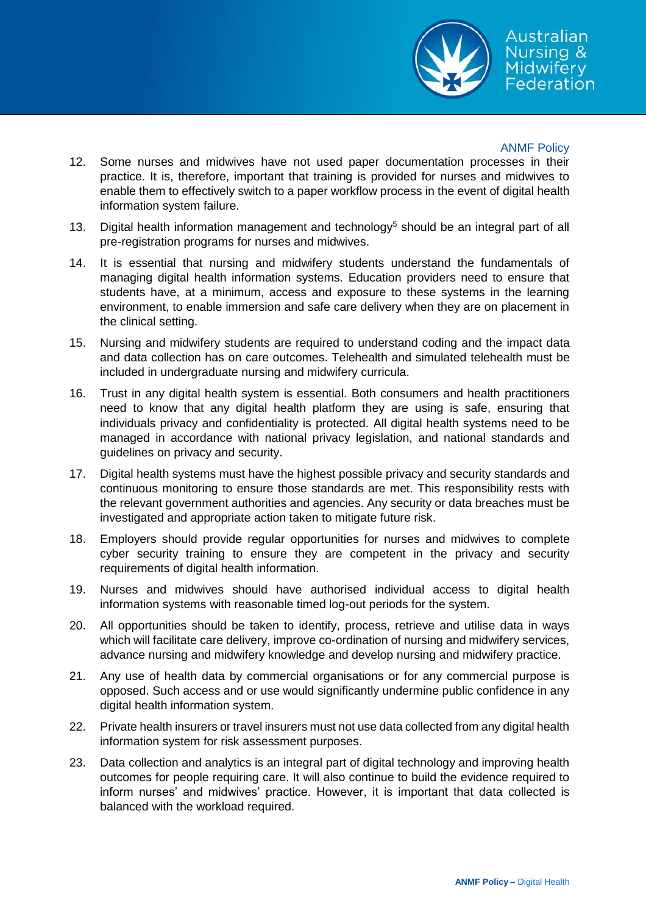12. Some nurses and midwives have not used paper documentation processes in their practice. It is, therefore, important that training is provided for nurses and midwives to enable them to effectively switch to a paper workflow process in the event of digital health information system failure.

13. Digital health information management and technology[5] should be an integral part of all pre-registration programs for nurses and midwives.

14. It is essential that nursing and midwifery students understand the fundamentals of managing digital health information systems. Education providers need to ensure that students have, at a minimum, access and exposure to these systems in the learning environment, to enable immersion and safe care delivery when they are on placement in the clinical setting.

15. Nursing and midwifery students are required to understand coding and the impact data and data collection has on care outcomes. Telehealth and simulated telehealth must be included in undergraduate nursing and midwifery curricula.

16. Trust in any digital health system is essential. Both consumers and health practitioners need to know that any digital health platform they are using is safe, ensuring that individuals privacy and confidentiality is protected. All digital health systems need to be managed in accordance with national privacy legislation, and national standards and guidelines on privacy and security.

17. Digital health systems must have the highest possible privacy and security standards and continuous monitoring to ensure those standards are met. This responsibility rests with the relevant government authorities and agencies. Any security or data breaches must be investigated and appropriate action taken to mitigate future risk.

18. Employers should provide regular opportunities for nurses and midwives to complete cyber security training to ensure they are competent in the privacy and security requirements of digital health information.

19. Nurses and midwives should have authorised individual access to digital health information systems with reasonable timed log-out periods for the system.

20. All opportunities should be taken to identify, process, retrieve and utilise data in ways which will facilitate care delivery, improve co-ordination of nursing and midwifery services, advance nursing and midwifery knowledge and develop nursing and midwifery practice.

21. Any use of health data by commercial organisations or for any commercial purpose is opposed. Such access and or use would significantly undermine public confidence in any digital health information system.

22. Private health insurers or travel insurers must not use data collected from any digital health information system for risk assessment purposes.

23. Data collection and analytics is an integral part of digital technology and improving health outcomes for people requiring care. It will also continue to build the evidence required to inform nurses' and midwives' practice. However, it is important that data collected is balanced with the workload required.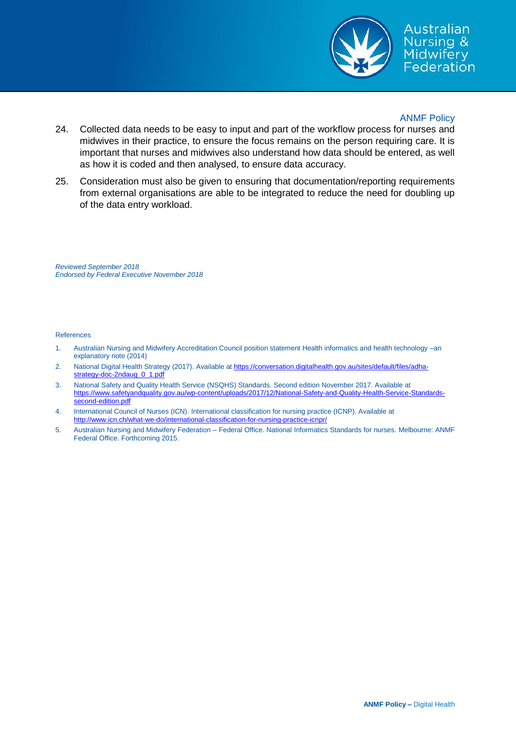24. Collected data needs to be easy to input and part of the workflow process for nurses and midwives in their practice, to ensure the focus remains on the person requiring care. It is important that nurses and midwives also understand how data should be entered, as well as how it is coded and then analysed, to ensure data accuracy.

25. Consideration must also be given to ensuring that documentation/reporting requirements from external organisations are able to be integrated to reduce the need for doubling up of the data entry workload.

*Reviewed September 2018*
*Endorsed by Federal Executive November 2018*

References

1. Australian Nursing and Midwifery Accreditation Council position statement Health informatics and health technology –an explanatory note (2014)
2. National Digital Health Strategy (2017). Available at https://conversation.digitalhealth.gov.au/sites/default/files/adha-strategy-doc-2ndaug_0_1.pdf
3. National Safety and Quality Health Service (NSQHS) Standards. Second edition November 2017. Available at https://www.safetyandquality.gov.au/wp-content/uploads/2017/12/National-Safety-and-Quality-Health-Service-Standards-second-edition.pdf
4. International Council of Nurses (ICN). International classification for nursing practice (ICNP). Available at http://www.icn.ch/what-we-do/international-classification-for-nursing-practice-icnpr/
5. Australian Nursing and Midwifery Federation – Federal Office. National Informatics Standards for nurses. Melbourne: ANMF Federal Office. Forthcoming 2015.